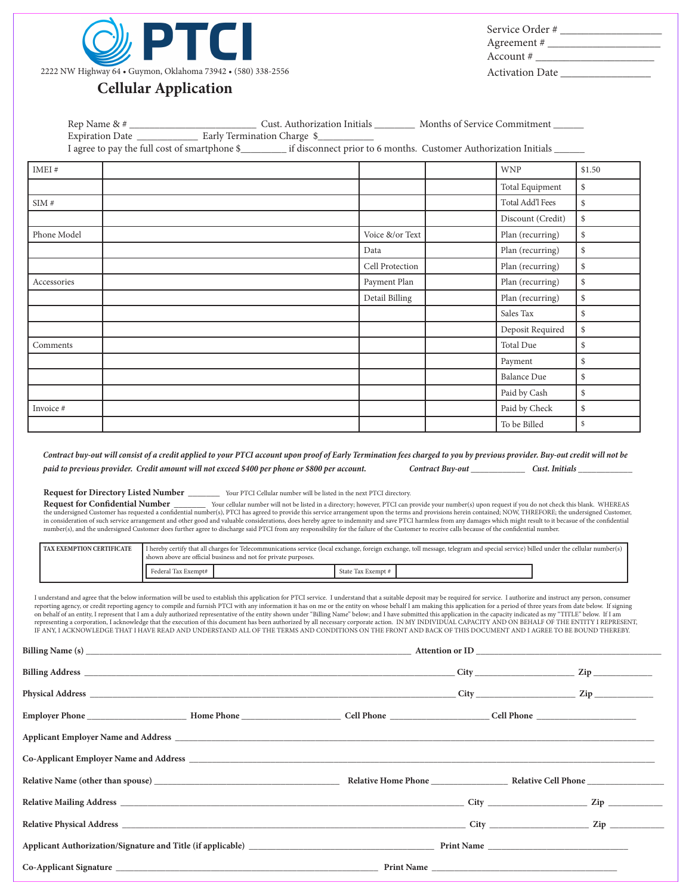# PTCI

2222 NW Highway 64 • Guymon, Oklahoma 73942 • (580) 338-2556

## Cellular Application

Service Order # ___________________
Agreement # _____________________
Account # ______________________
Activation Date _________________

Rep Name & # __________________________ Cust. Authorization Initials ________ Months of Service Commitment ______
Expiration Date _____________ Early Termination Charge $___________
I agree to pay the full cost of smartphone $_________ if disconnect prior to 6 months. Customer Authorization Initials ______

| | | | | | |
|---|---|---|---|---|---|
| IMEI # | | | | WNP | $1.50 |
| | | | | Total Equipment | $ |
| SIM # | | | | Total Add'l Fees | $ |
| | | | | Discount (Credit) | $ |
| Phone Model | | Voice &/or Text | | Plan (recurring) | $ |
| | | Data | | Plan (recurring) | $ |
| | | Cell Protection | | Plan (recurring) | $ |
| Accessories | | Payment Plan | | Plan (recurring) | $ |
| | | Detail Billing | | Plan (recurring) | $ |
| | | | | Sales Tax | $ |
| | | | | Deposit Required | $ |
| Comments | | | | Total Due | $ |
| | | | | Payment | $ |
| | | | | Balance Due | $ |
| | | | | Paid by Cash | $ |
| Invoice # | | | | Paid by Check | $ |
| | | | | To be Billed | $ |

***Contract buy-out will consist of a credit applied to your PTCI account upon proof of Early Termination fees charged to you by previous provider. Buy-out credit will not be paid to previous provider. Credit amount will not exceed $400 per phone or $800 per account.*** ***Contract Buy-out ____________ Cust. Initials ____________***

**Request for Directory Listed Number** _______ Your PTCI Cellular number will be listed in the next PTCI directory.

**Request for Confidential Number** _______ Your cellular number will not be listed in a directory; however, PTCI can provide your number(s) upon request if you do not check this blank. WHEREAS the undersigned Customer has requested a confidential number(s), PTCI has agreed to provide this service arrangement upon the terms and provisions herein contained; NOW, THEREFORE; the undersigned Customer, in consideration of such service arrangement and other good and valuable considerations, does hereby agree to indemnity and save PTCI harmless from any damages which might result to it becasue of the confidential number(s), and the undersigned Customer does further agree to discharge said PTCI from any responsibility for the failure of the Customer to receive calls because of the confidential number.

| TAX EXEMPTION CERTIFICATE | I hereby certify that all charges for Telecommunications service (local exchange, foreign exchange, toll message, telegram and special service) billed under the cellular number(s) shown above are official business and not for private purposes. | | |
|---|---|---|---|
| | Federal Tax Exempt# | State Tax Exempt # | |

I understand and agree that the below information will be used to establish this application for PTCI service. I understand that a suitable deposit may be required for service. I authorize and instruct any person, consumer reporting agency, or credit reporting agency to compile and furnish PTCI with any information it has on me or the entity on whose behalf I am making this application for a period of three years from date below. If signing on behalf of an entity, I represent that I am a duly authorized representative of the entity shown under "Billing Name" below; and I have submitted this application in the capacity indicated as my "TITLE" below. If I am representing a corporation, I acknowledge that the execution of this document has been authorized by all necessary corporate action. IN MY INDIVIDUAL CAPACITY AND ON BEHALF OF THE ENTITY I REPRESENT, IF ANY, I ACKNOWLEDGE THAT I HAVE READ AND UNDERSTAND ALL OF THE TERMS AND CONDITIONS ON THE FRONT AND BACK OF THIS DOCUMENT AND I AGREE TO BE BOUND THEREBY.

**Billing Name (s)** ________________________________________ **Attention or ID** ______________________

**Billing Address** ________________________________________ **City** ______________ **Zip** __________

**Physical Address** ________________________________________ **City** ______________ **Zip** __________

**Employer Phone** ______________ **Home Phone** ______________ **Cell Phone** ______________ **Cell Phone** ______________

**Applicant Employer Name and Address** ________________________________________________

**Co-Applicant Employer Name and Address** ________________________________________________

**Relative Name (other than spouse)** ______________________ **Relative Home Phone** ____________ **Relative Cell Phone** ____________

**Relative Mailing Address** ________________________________________ **City** ______________ **Zip** __________

**Relative Physical Address** ________________________________________ **City** ______________ **Zip** __________

**Applicant Authorization/Signature and Title (if applicable)** ______________________ **Print Name** ______________________

**Co-Applicant Signature** ________________________________________ **Print Name** ______________________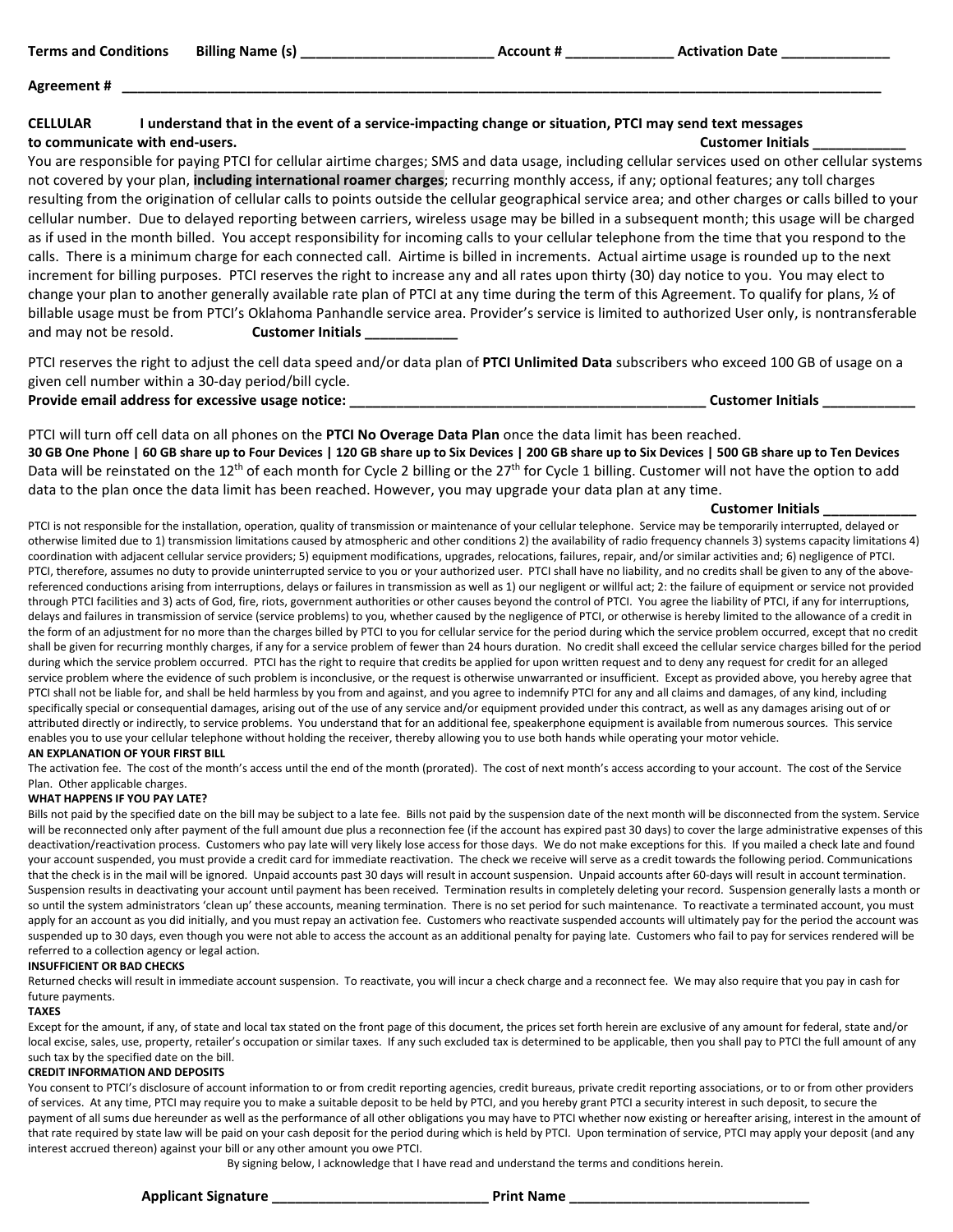**Terms and Conditions** **Billing Name (s) ________________________ Account # _____________ Activation Date _____________**

**Agreement # ______________________________________________________________________________________________**

**CELLULAR I understand that in the event of a service-impacting change or situation, PTCI may send text messages to communicate with end-users. Customer Initials ___________**

You are responsible for paying PTCI for cellular airtime charges; SMS and data usage, including cellular services used on other cellular systems not covered by your plan, **including international roamer charges**; recurring monthly access, if any; optional features; any toll charges resulting from the origination of cellular calls to points outside the cellular geographical service area; and other charges or calls billed to your cellular number. Due to delayed reporting between carriers, wireless usage may be billed in a subsequent month; this usage will be charged as if used in the month billed. You accept responsibility for incoming calls to your cellular telephone from the time that you respond to the calls. There is a minimum charge for each connected call. Airtime is billed in increments. Actual airtime usage is rounded up to the next increment for billing purposes. PTCI reserves the right to increase any and all rates upon thirty (30) day notice to you. You may elect to change your plan to another generally available rate plan of PTCI at any time during the term of this Agreement. To qualify for plans, ½ of billable usage must be from PTCI's Oklahoma Panhandle service area. Provider's service is limited to authorized User only, is nontransferable and may not be resold. **Customer Initials ___________**

PTCI reserves the right to adjust the cell data speed and/or data plan of **PTCI Unlimited Data** subscribers who exceed 100 GB of usage on a given cell number within a 30-day period/bill cycle.
**Provide email address for excessive usage notice: ______________________________________________ Customer Initials ___________**

PTCI will turn off cell data on all phones on the **PTCI No Overage Data Plan** once the data limit has been reached.
**30 GB One Phone | 60 GB share up to Four Devices | 120 GB share up to Six Devices | 200 GB share up to Six Devices | 500 GB share up to Ten Devices**
Data will be reinstated on the 12th of each month for Cycle 2 billing or the 27th for Cycle 1 billing. Customer will not have the option to add data to the plan once the data limit has been reached. However, you may upgrade your data plan at any time.
**Customer Initials ___________**

PTCI is not responsible for the installation, operation, quality of transmission or maintenance of your cellular telephone. Service may be temporarily interrupted, delayed or otherwise limited due to 1) transmission limitations caused by atmospheric and other conditions 2) the availability of radio frequency channels 3) systems capacity limitations 4) coordination with adjacent cellular service providers; 5) equipment modifications, upgrades, relocations, failures, repair, and/or similar activities and; 6) negligence of PTCI. PTCI, therefore, assumes no duty to provide uninterrupted service to you or your authorized user. PTCI shall have no liability, and no credits shall be given to any of the above-referenced conductions arising from interruptions, delays or failures in transmission as well as 1) our negligent or willful act; 2: the failure of equipment or service not provided through PTCI facilities and 3) acts of God, fire, riots, government authorities or other causes beyond the control of PTCI. You agree the liability of PTCI, if any for interruptions, delays and failures in transmission of service (service problems) to you, whether caused by the negligence of PTCI, or otherwise is hereby limited to the allowance of a credit in the form of an adjustment for no more than the charges billed by PTCI to you for cellular service for the period during which the service problem occurred, except that no credit shall be given for recurring monthly charges, if any for a service problem of fewer than 24 hours duration. No credit shall exceed the cellular service charges billed for the period during which the service problem occurred. PTCI has the right to require that credits be applied for upon written request and to deny any request for credit for an alleged service problem where the evidence of such problem is inconclusive, or the request is otherwise unwarranted or insufficient. Except as provided above, you hereby agree that PTCI shall not be liable for, and shall be held harmless by you from and against, and you agree to indemnify PTCI for any and all claims and damages, of any kind, including specifically special or consequential damages, arising out of the use of any service and/or equipment provided under this contract, as well as any damages arising out of or attributed directly or indirectly, to service problems. You understand that for an additional fee, speakerphone equipment is available from numerous sources. This service enables you to use your cellular telephone without holding the receiver, thereby allowing you to use both hands while operating your motor vehicle.

**AN EXPLANATION OF YOUR FIRST BILL**

The activation fee. The cost of the month's access until the end of the month (prorated). The cost of next month's access according to your account. The cost of the Service Plan. Other applicable charges.

**WHAT HAPPENS IF YOU PAY LATE?**

Bills not paid by the specified date on the bill may be subject to a late fee. Bills not paid by the suspension date of the next month will be disconnected from the system. Service will be reconnected only after payment of the full amount due plus a reconnection fee (if the account has expired past 30 days) to cover the large administrative expenses of this deactivation/reactivation process. Customers who pay late will very likely lose access for those days. We do not make exceptions for this. If you mailed a check late and found your account suspended, you must provide a credit card for immediate reactivation. The check we receive will serve as a credit towards the following period. Communications that the check is in the mail will be ignored. Unpaid accounts past 30 days will result in account suspension. Unpaid accounts after 60-days will result in account termination. Suspension results in deactivating your account until payment has been received. Termination results in completely deleting your record. Suspension generally lasts a month or so until the system administrators 'clean up' these accounts, meaning termination. There is no set period for such maintenance. To reactivate a terminated account, you must apply for an account as you did initially, and you must repay an activation fee. Customers who reactivate suspended accounts will ultimately pay for the period the account was suspended up to 30 days, even though you were not able to access the account as an additional penalty for paying late. Customers who fail to pay for services rendered will be referred to a collection agency or legal action.

**INSUFFICIENT OR BAD CHECKS**

Returned checks will result in immediate account suspension. To reactivate, you will incur a check charge and a reconnect fee. We may also require that you pay in cash for future payments.

**TAXES**

Except for the amount, if any, of state and local tax stated on the front page of this document, the prices set forth herein are exclusive of any amount for federal, state and/or local excise, sales, use, property, retailer's occupation or similar taxes. If any such excluded tax is determined to be applicable, then you shall pay to PTCI the full amount of any such tax by the specified date on the bill.

**CREDIT INFORMATION AND DEPOSITS**

You consent to PTCI's disclosure of account information to or from credit reporting agencies, credit bureaus, private credit reporting associations, or to or from other providers of services. At any time, PTCI may require you to make a suitable deposit to be held by PTCI, and you hereby grant PTCI a security interest in such deposit, to secure the payment of all sums due hereunder as well as the performance of all other obligations you may have to PTCI whether now existing or hereafter arising, interest in the amount of that rate required by state law will be paid on your cash deposit for the period during which is held by PTCI. Upon termination of service, PTCI may apply your deposit (and any interest accrued thereon) against your bill or any other amount you owe PTCI.

By signing below, I acknowledge that I have read and understand the terms and conditions herein.

**Applicant Signature ___________________________ Print Name ______________________________**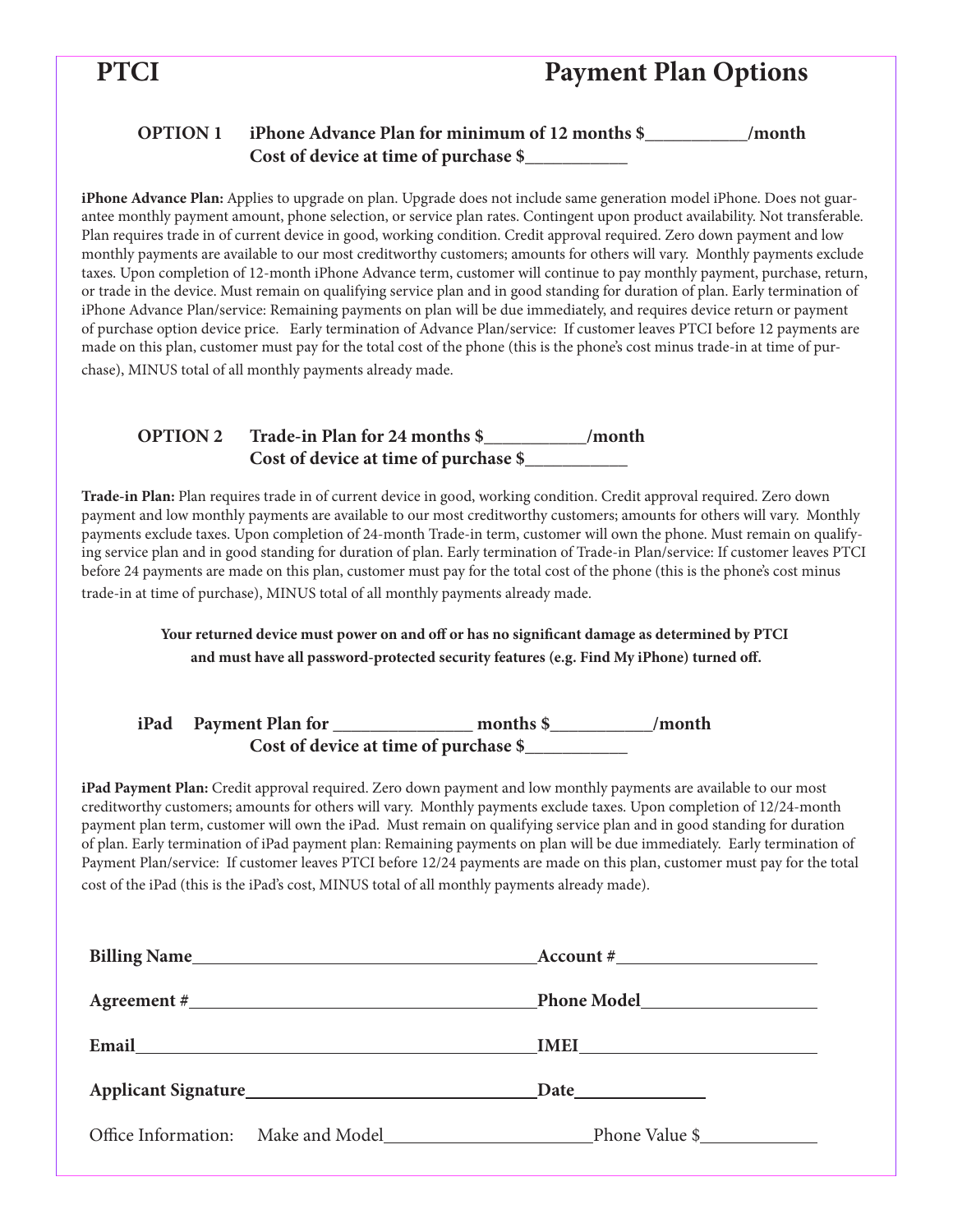# PTCI Payment Plan Options

**OPTION 1 iPhone Advance Plan for minimum of 12 months $___________/month**
**Cost of device at time of purchase $___________**

**iPhone Advance Plan:** Applies to upgrade on plan. Upgrade does not include same generation model iPhone. Does not guarantee monthly payment amount, phone selection, or service plan rates. Contingent upon product availability. Not transferable. Plan requires trade in of current device in good, working condition. Credit approval required. Zero down payment and low monthly payments are available to our most creditworthy customers; amounts for others will vary. Monthly payments exclude taxes. Upon completion of 12-month iPhone Advance term, customer will continue to pay monthly payment, purchase, return, or trade in the device. Must remain on qualifying service plan and in good standing for duration of plan. Early termination of iPhone Advance Plan/service: Remaining payments on plan will be due immediately, and requires device return or payment of purchase option device price. Early termination of Advance Plan/service: If customer leaves PTCI before 12 payments are made on this plan, customer must pay for the total cost of the phone (this is the phone's cost minus trade-in at time of purchase), MINUS total of all monthly payments already made.

**OPTION 2 Trade-in Plan for 24 months $___________/month**
**Cost of device at time of purchase $___________**

**Trade-in Plan:** Plan requires trade in of current device in good, working condition. Credit approval required. Zero down payment and low monthly payments are available to our most creditworthy customers; amounts for others will vary. Monthly payments exclude taxes. Upon completion of 24-month Trade-in term, customer will own the phone. Must remain on qualifying service plan and in good standing for duration of plan. Early termination of Trade-in Plan/service: If customer leaves PTCI before 24 payments are made on this plan, customer must pay for the total cost of the phone (this is the phone's cost minus trade-in at time of purchase), MINUS total of all monthly payments already made.

**Your returned device must power on and off or has no significant damage as determined by PTCI and must have all password-protected security features (e.g. Find My iPhone) turned off.**

**iPad Payment Plan for _______________ months $___________/month**
**Cost of device at time of purchase $___________**

**iPad Payment Plan:** Credit approval required. Zero down payment and low monthly payments are available to our most creditworthy customers; amounts for others will vary. Monthly payments exclude taxes. Upon completion of 12/24-month payment plan term, customer will own the iPad. Must remain on qualifying service plan and in good standing for duration of plan. Early termination of iPad payment plan: Remaining payments on plan will be due immediately. Early termination of Payment Plan/service: If customer leaves PTCI before 12/24 payments are made on this plan, customer must pay for the total cost of the iPad (this is the iPad's cost, MINUS total of all monthly payments already made).

**Billing Name**______________________________ **Account #**____________________

**Agreement #**______________________________ **Phone Model**____________________

**Email**______________________________ **IMEI**____________________

**Applicant Signature**______________________________ **Date**______________

Office Information: Make and Model______________________ Phone Value $____________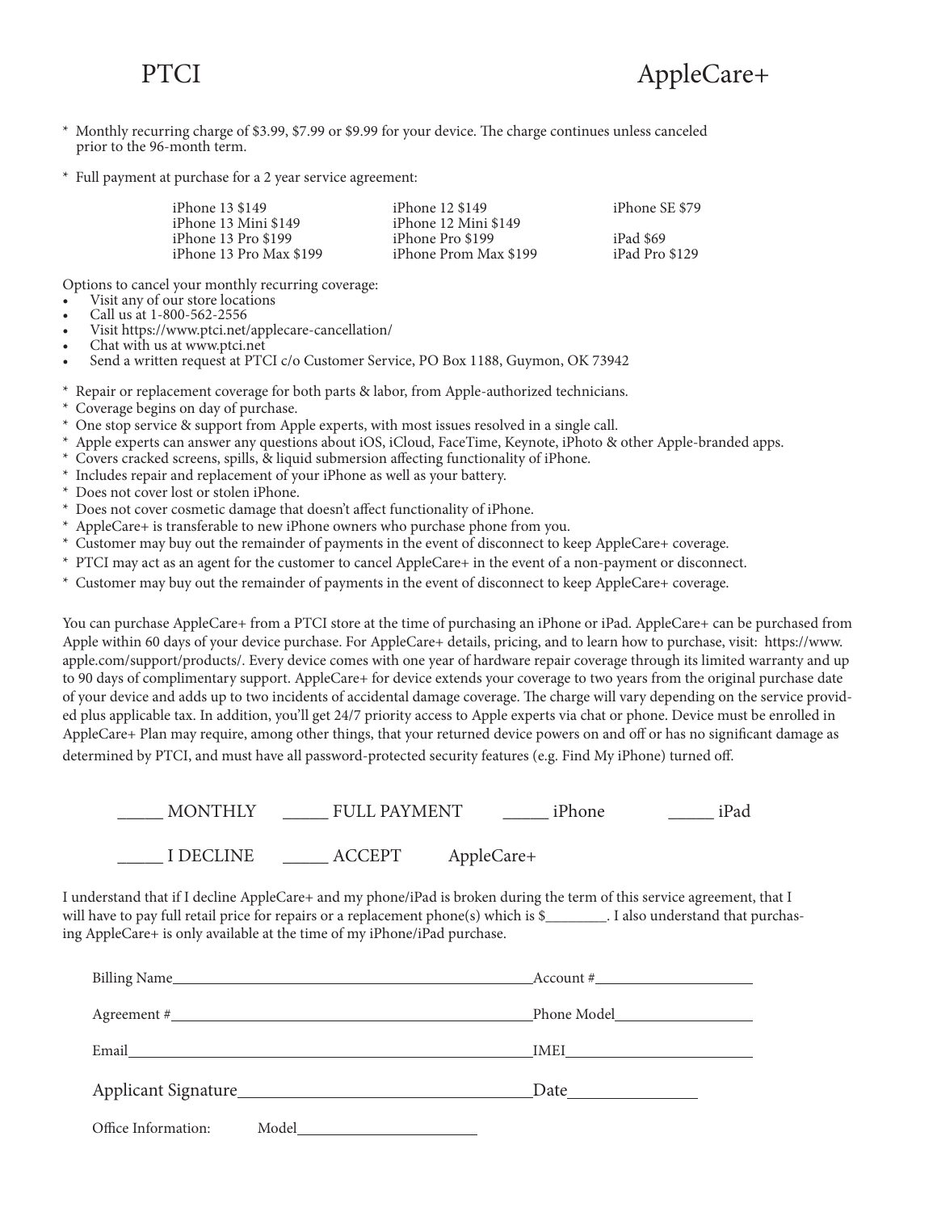# PTCI AppleCare+

* Monthly recurring charge of $3.99, $7.99 or $9.99 for your device. The charge continues unless canceled prior to the 96-month term.

* Full payment at purchase for a 2 year service agreement:

| | | |
|---|---|---|
| iPhone 13 $149 | iPhone 12 $149 | iPhone SE $79 |
| iPhone 13 Mini $149 | iPhone 12 Mini $149 | |
| iPhone 13 Pro $199 | iPhone Pro $199 | iPad $69 |
| iPhone 13 Pro Max $199 | iPhone Prom Max $199 | iPad Pro $129 |

Options to cancel your monthly recurring coverage:

- Visit any of our store locations
- Call us at 1-800-562-2556
- Visit https://www.ptci.net/applecare-cancellation/
- Chat with us at www.ptci.net
- Send a written request at PTCI c/o Customer Service, PO Box 1188, Guymon, OK 73942

* Repair or replacement coverage for both parts & labor, from Apple-authorized technicians.
* Coverage begins on day of purchase.
* One stop service & support from Apple experts, with most issues resolved in a single call.
* Apple experts can answer any questions about iOS, iCloud, FaceTime, Keynote, iPhoto & other Apple-branded apps.
* Covers cracked screens, spills, & liquid submersion affecting functionality of iPhone.
* Includes repair and replacement of your iPhone as well as your battery.
* Does not cover lost or stolen iPhone.
* Does not cover cosmetic damage that doesn't affect functionality of iPhone.
* AppleCare+ is transferable to new iPhone owners who purchase phone from you.
* Customer may buy out the remainder of payments in the event of disconnect to keep AppleCare+ coverage.
* PTCI may act as an agent for the customer to cancel AppleCare+ in the event of a non-payment or disconnect.
* Customer may buy out the remainder of payments in the event of disconnect to keep AppleCare+ coverage.

You can purchase AppleCare+ from a PTCI store at the time of purchasing an iPhone or iPad. AppleCare+ can be purchased from Apple within 60 days of your device purchase. For AppleCare+ details, pricing, and to learn how to purchase, visit: https://www.apple.com/support/products/. Every device comes with one year of hardware repair coverage through its limited warranty and up to 90 days of complimentary support. AppleCare+ for device extends your coverage to two years from the original purchase date of your device and adds up to two incidents of accidental damage coverage. The charge will vary depending on the service provided plus applicable tax. In addition, you'll get 24/7 priority access to Apple experts via chat or phone. Device must be enrolled in AppleCare+ Plan may require, among other things, that your returned device powers on and off or has no significant damage as determined by PTCI, and must have all password-protected security features (e.g. Find My iPhone) turned off.

_____ MONTHLY _____ FULL PAYMENT _____ iPhone _____ iPad

_____ I DECLINE _____ ACCEPT AppleCare+

I understand that if I decline AppleCare+ and my phone/iPad is broken during the term of this service agreement, that I will have to pay full retail price for repairs or a replacement phone(s) which is $________. I also understand that purchasing AppleCare+ is only available at the time of my iPhone/iPad purchase.

Billing Name__________________________________ Account #__________________

Agreement #__________________________________ Phone Model________________

Email________________________________________ IMEI______________________

Applicant Signature____________________________ Date______________

Office Information: Model____________________